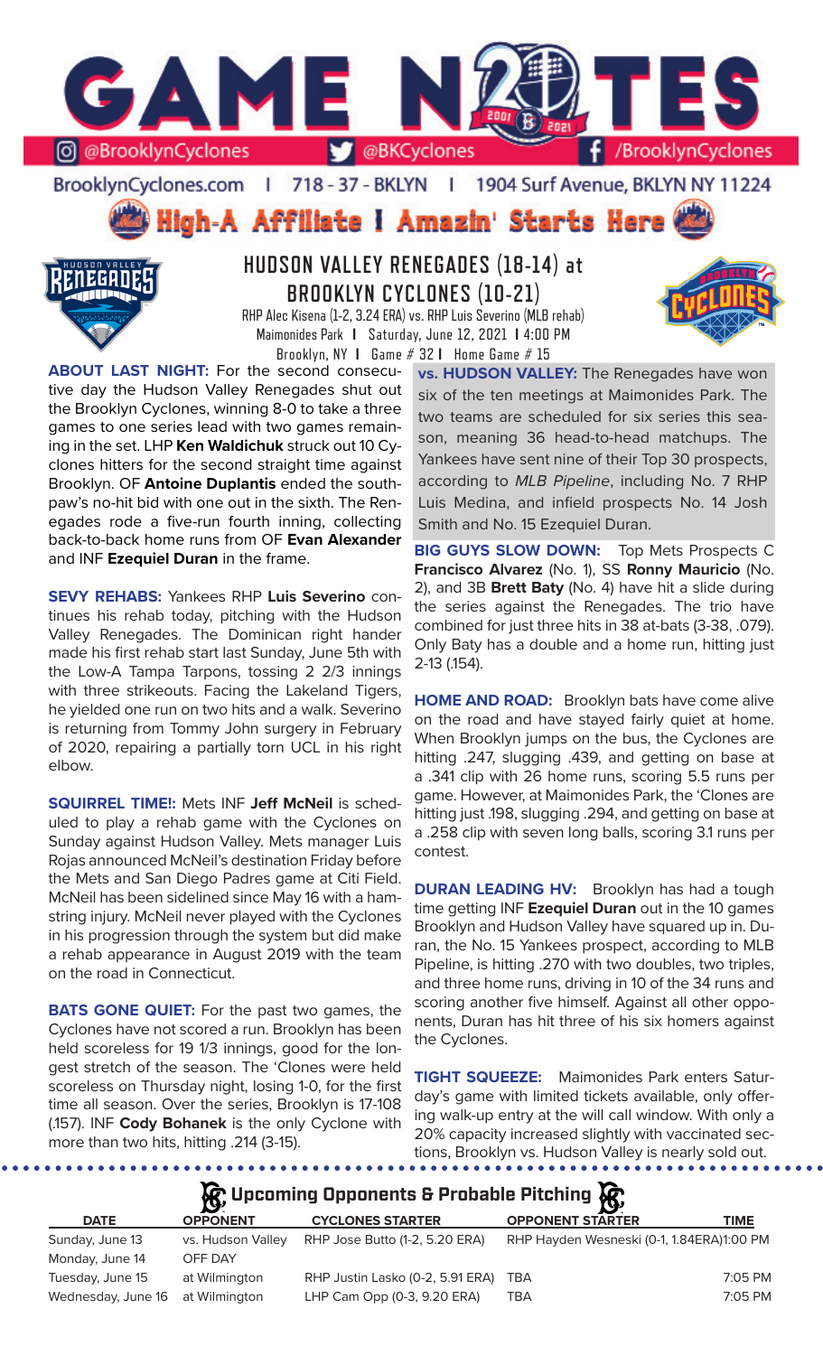# GAME NOTES

@BrooklynCyclones | @BKCyclones | /BrooklynCyclones

BrooklynCyclones.com | 718-37-BKLYN | 1904 Surf Avenue, BKLYN NY 11224

**High-A Affiliate | Amazin' Starts Here**

## HUDSON VALLEY RENEGADES (18-14) at BROOKLYN CYCLONES (10-21)

RHP Alec Kisena (1-2, 3.24 ERA) vs. RHP Luis Severino (MLB rehab)
Maimonides Park | Saturday, June 12, 2021 | 4:00 PM
Brooklyn, NY | Game # 32 | Home Game # 15

**ABOUT LAST NIGHT:** For the second consecutive day the Hudson Valley Renegades shut out the Brooklyn Cyclones, winning 8-0 to take a three games to one series lead with two games remaining in the set. LHP **Ken Waldichuk** struck out 10 Cyclones hitters for the second straight time against Brooklyn. OF **Antoine Duplantis** ended the southpaw's no-hit bid with one out in the sixth. The Renegades rode a five-run fourth inning, collecting back-to-back home runs from OF **Evan Alexander** and INF **Ezequiel Duran** in the frame.

**SEVY REHABS:** Yankees RHP **Luis Severino** continues his rehab today, pitching with the Hudson Valley Renegades. The Dominican right hander made his first rehab start last Sunday, June 5th with the Low-A Tampa Tarpons, tossing 2 2/3 innings with three strikeouts. Facing the Lakeland Tigers, he yielded one run on two hits and a walk. Severino is returning from Tommy John surgery in February of 2020, repairing a partially torn UCL in his right elbow.

**SQUIRREL TIME!:** Mets INF **Jeff McNeil** is scheduled to play a rehab game with the Cyclones on Sunday against Hudson Valley. Mets manager Luis Rojas announced McNeil's destination Friday before the Mets and San Diego Padres game at Citi Field. McNeil has been sidelined since May 16 with a hamstring injury. McNeil never played with the Cyclones in his progression through the system but did make a rehab appearance in August 2019 with the team on the road in Connecticut.

**BATS GONE QUIET:** For the past two games, the Cyclones have not scored a run. Brooklyn has been held scoreless for 19 1/3 innings, good for the longest stretch of the season. The 'Clones were held scoreless on Thursday night, losing 1-0, for the first time all season. Over the series, Brooklyn is 17-108 (.157). INF **Cody Bohanek** is the only Cyclone with more than two hits, hitting .214 (3-15).

**vs. HUDSON VALLEY:** The Renegades have won six of the ten meetings at Maimonides Park. The two teams are scheduled for six series this season, meaning 36 head-to-head matchups. The Yankees have sent nine of their Top 30 prospects, according to *MLB Pipeline*, including No. 7 RHP Luis Medina, and infield prospects No. 14 Josh Smith and No. 15 Ezequiel Duran.

**BIG GUYS SLOW DOWN:** Top Mets Prospects C **Francisco Alvarez** (No. 1), SS **Ronny Mauricio** (No. 2), and 3B **Brett Baty** (No. 4) have hit a slide during the series against the Renegades. The trio have combined for just three hits in 38 at-bats (3-38, .079). Only Baty has a double and a home run, hitting just 2-13 (.154).

**HOME AND ROAD:** Brooklyn bats have come alive on the road and have stayed fairly quiet at home. When Brooklyn jumps on the bus, the Cyclones are hitting .247, slugging .439, and getting on base at a .341 clip with 26 home runs, scoring 5.5 runs per game. However, at Maimonides Park, the 'Clones are hitting just .198, slugging .294, and getting on base at a .258 clip with seven long balls, scoring 3.1 runs per contest.

**DURAN LEADING HV:** Brooklyn has had a tough time getting INF **Ezequiel Duran** out in the 10 games Brooklyn and Hudson Valley have squared up in. Duran, the No. 15 Yankees prospect, according to MLB Pipeline, is hitting .270 with two doubles, two triples, and three home runs, driving in 10 of the 34 runs and scoring another five himself. Against all other opponents, Duran has hit three of his six homers against the Cyclones.

**TIGHT SQUEEZE:** Maimonides Park enters Saturday's game with limited tickets available, only offering walk-up entry at the will call window. With only a 20% capacity increased slightly with vaccinated sections, Brooklyn vs. Hudson Valley is nearly sold out.

### Upcoming Opponents & Probable Pitching

| DATE | OPPONENT | CYCLONES STARTER | OPPONENT STARTER | TIME |
|---|---|---|---|---|
| Sunday, June 13 | vs. Hudson Valley | RHP Jose Butto (1-2, 5.20 ERA) | RHP Hayden Wesneski (0-1, 1.84ERA) | 1:00 PM |
| Monday, June 14 | OFF DAY | | | |
| Tuesday, June 15 | at Wilmington | RHP Justin Lasko (0-2, 5.91 ERA) | TBA | 7:05 PM |
| Wednesday, June 16 | at Wilmington | LHP Cam Opp (0-3, 9.20 ERA) | TBA | 7:05 PM |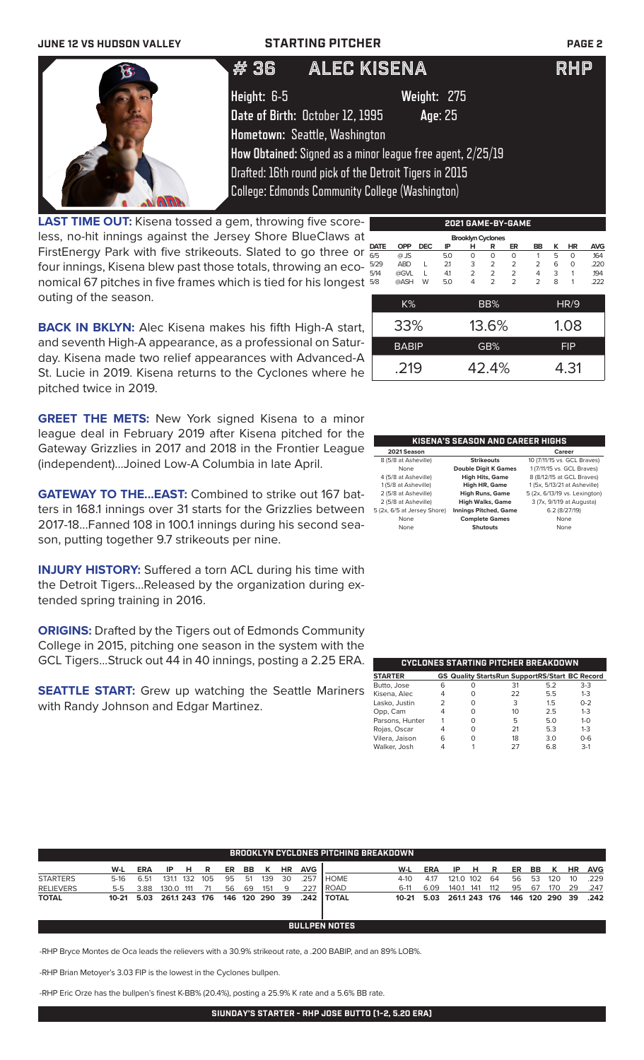JUNE 12 VS HUDSON VALLEY — STARTING PITCHER

# #36 ALEC KISENA — RHP

**Height:** 6-5 **Weight:** 275
**Date of Birth:** October 12, 1995 **Age:** 25
**Hometown:** Seattle, Washington
**How Obtained:** Signed as a minor league free agent, 2/25/19
Drafted: 16th round pick of the Detroit Tigers in 2015
College: Edmonds Community College (Washington)

**LAST TIME OUT:** Kisena tossed a gem, throwing five scoreless, no-hit innings against the Jersey Shore BlueClaws at FirstEnergy Park with five strikeouts. Slated to go three or four innings, Kisena blew past those totals, throwing an economical 67 pitches in five frames which is tied for his longest outing of the season.

**BACK IN BKLYN:** Alec Kisena makes his fifth High-A start, and seventh High-A appearance, as a professional on Saturday. Kisena made two relief appearances with Advanced-A St. Lucie in 2019. Kisena returns to the Cyclones where he pitched twice in 2019.

**GREET THE METS:** New York signed Kisena to a minor league deal in February 2019 after Kisena pitched for the Gateway Grizzlies in 2017 and 2018 in the Frontier League (independent)...Joined Low-A Columbia in late April.

**GATEWAY TO THE...EAST:** Combined to strike out 167 batters in 168.1 innings over 31 starts for the Grizzlies between 2017-18...Fanned 108 in 100.1 innings during his second season, putting together 9.7 strikeouts per nine.

**INJURY HISTORY:** Suffered a torn ACL during his time with the Detroit Tigers...Released by the organization during extended spring training in 2016.

**ORIGINS:** Drafted by the Tigers out of Edmonds Community College in 2015, pitching one season in the system with the GCL Tigers...Struck out 44 in 40 innings, posting a 2.25 ERA.

**SEATTLE START:** Grew up watching the Seattle Mariners with Randy Johnson and Edgar Martinez.

## 2021 GAME-BY-GAME

**Brooklyn Cyclones**

| DATE | OPP | DEC | IP | H | R | ER | BB | K | HR | AVG |
|---|---|---|---|---|---|---|---|---|---|---|
| 6/5 | @JS | | 5.0 | 0 | 0 | 0 | 1 | 5 | 0 | .164 |
| 5/29 | ABD | L | 2.1 | 3 | 2 | 2 | 2 | 6 | 0 | .220 |
| 5/14 | @GVL | L | 4.1 | 2 | 2 | 2 | 4 | 3 | 1 | .194 |
| 5/8 | @ASH | W | 5.0 | 4 | 2 | 2 | 2 | 8 | 1 | .222 |

| K% | BB% | HR/9 |
|---|---|---|
| 33% | 13.6% | 1.08 |

| BABIP | GB% | FIP |
|---|---|---|
| .219 | 42.4% | 4.31 |

## KISENA'S SEASON AND CAREER HIGHS

| 2021 Season | | Career |
|---|---|---|
| 8 (5/8 at Asheville) | Strikeouts | 10 (7/11/15 vs. GCL Braves) |
| None | Double Digit K Games | 1 (7/11/15 vs. GCL Braves) |
| 4 (5/8 at Asheville) | High Hits, Game | 8 (8/12/15 at GCL Braves) |
| 1 (5/8 at Asheville) | High HR, Game | 1 (5x, 5/13/21 at Asheville) |
| 2 (5/8 at Asheville) | High Runs, Game | 5 (2x, 6/13/19 vs. Lexington) |
| 2 (5/8 at Asheville) | High Walks, Game | 3 (7x, 9/1/19 at Augusta) |
| 5 (2x, 6/5 at Jersey Shore) | Innings Pitched, Game | 6.2 (8/27/19) |
| None | Complete Games | None |
| None | Shutouts | None |

## CYCLONES STARTING PITCHER BREAKDOWN

| STARTER | GS | Quality Starts | Run Support | RS/Start | BC Record |
|---|---|---|---|---|---|
| Butto, Jose | 6 | 0 | 31 | 5.2 | 3-3 |
| Kisena, Alec | 4 | 0 | 22 | 5.5 | 1-3 |
| Lasko, Justin | 2 | 0 | 3 | 1.5 | 0-2 |
| Opp, Cam | 4 | 0 | 10 | 2.5 | 1-3 |
| Parsons, Hunter | 1 | 0 | 5 | 5.0 | 1-0 |
| Rojas, Oscar | 4 | 0 | 21 | 5.3 | 1-3 |
| Vilera, Jaison | 6 | 0 | 18 | 3.0 | 0-6 |
| Walker, Josh | 4 | 1 | 27 | 6.8 | 3-1 |

## BROOKLYN CYCLONES PITCHING BREAKDOWN

| | W-L | ERA | IP | H | R | ER | BB | K | HR | AVG |
|---|---|---|---|---|---|---|---|---|---|---|
| STARTERS | 5-16 | 6.51 | 131.1 | 132 | 105 | 95 | 51 | 139 | 30 | .257 |
| RELIEVERS | 5-5 | 3.88 | 130.0 | 111 | 71 | 56 | 69 | 151 | 9 | .227 |
| TOTAL | 10-21 | 5.03 | 261.1 | 243 | 176 | 146 | 120 | 290 | 39 | .242 |

| | W-L | ERA | IP | H | R | ER | BB | K | HR | AVG |
|---|---|---|---|---|---|---|---|---|---|---|
| HOME | 4-10 | 4.17 | 121.0 | 102 | 64 | 56 | 53 | 120 | 10 | .229 |
| ROAD | 6-11 | 6.09 | 140.1 | 141 | 112 | 95 | 67 | 170 | 29 | .247 |
| TOTAL | 10-21 | 5.03 | 261.1 | 243 | 176 | 146 | 120 | 290 | 39 | .242 |

## BULLPEN NOTES

-RHP Bryce Montes de Oca leads the relievers with a 30.9% strikeout rate, a .200 BABIP, and an 89% LOB%.

-RHP Brian Metoyer's 3.03 FIP is the lowest in the Cyclones bullpen.

-RHP Eric Orze has the bullpen's finest K-BB% (20.4%), posting a 25.9% K rate and a 5.6% BB rate.

**SIUNDAY'S STARTER - RHP JOSE BUTTO (1-2, 5.20 ERA)**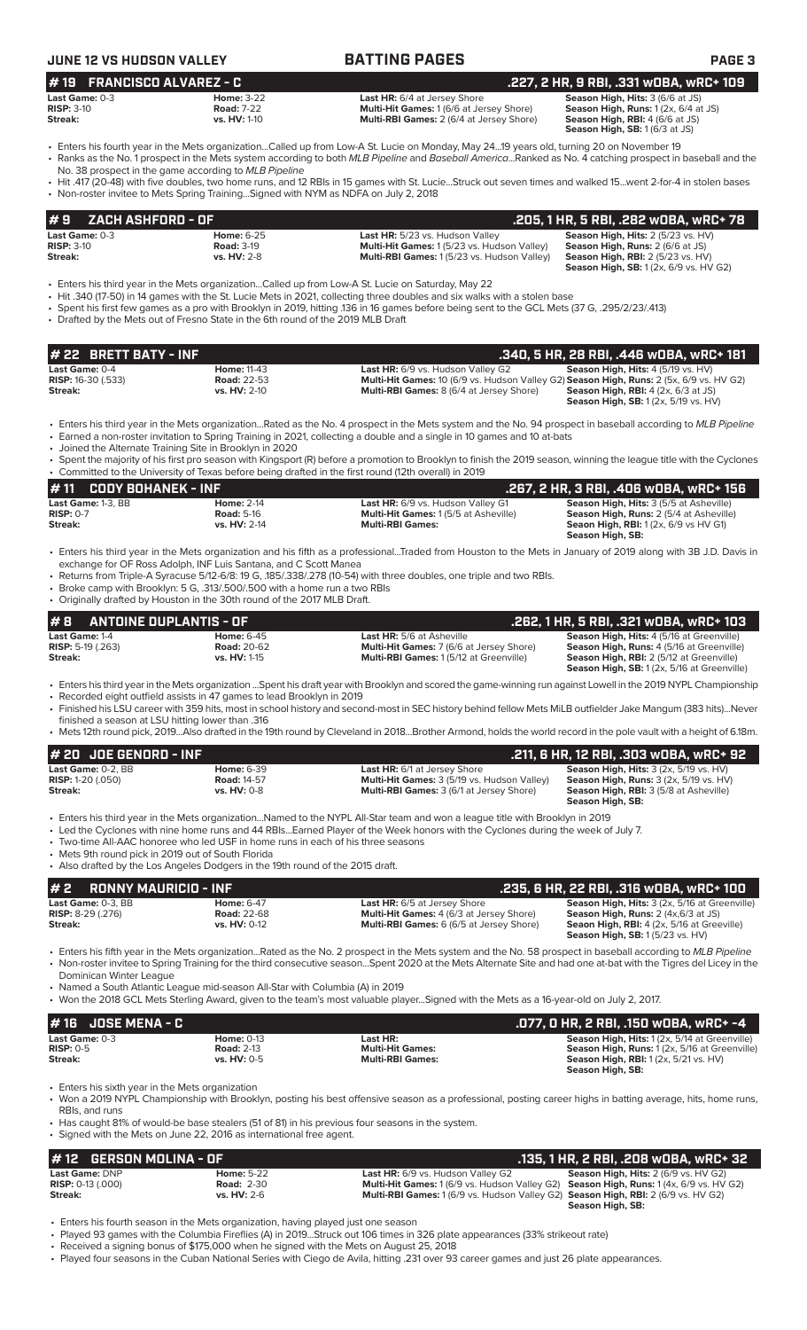# BATTING PAGES

## JUNE 12 VS HUDSON VALLEY

## # 19 FRANCISCO ALVAREZ - C — .227, 2 HR, 9 RBI, .331 wOBA, wRC+ 109

| | | | |
|---|---|---|---|
| **Last Game:** 0-3 | **Home:** 3-22 | **Last HR:** 6/4 at Jersey Shore | **Season High, Hits:** 3 (6/6 at JS) |
| **RISP:** 3-10 | **Road:** 7-22 | **Multi-Hit Games:** 1 (6/6 at Jersey Shore) | **Season High, Runs:** 1 (2x, 6/4 at JS) |
| **Streak:** | **vs. HV:** 1-10 | **Multi-RBI Games:** 2 (6/4 at Jersey Shore) | **Season High, RBI:** 4 (6/6 at JS) |
| | | | **Season High, SB:** 1 (6/3 at JS) |

- Enters his fourth year in the Mets organization...Called up from Low-A St. Lucie on Monday, May 24...19 years old, turning 20 on November 19
- Ranks as the No. 1 prospect in the Mets system according to both *MLB Pipeline* and *Baseball America*...Ranked as No. 4 catching prospect in baseball and the No. 38 prospect in the game according to *MLB Pipeline*
- Hit .417 (20-48) with five doubles, two home runs, and 12 RBIs in 15 games with St. Lucie...Struck out seven times and walked 15...went 2-for-4 in stolen bases
- Non-roster invitee to Mets Spring Training...Signed with NYM as NDFA on July 2, 2018

## # 9 ZACH ASHFORD - OF — .205, 1 HR, 5 RBI, .282 wOBA, wRC+ 78

| | | | |
|---|---|---|---|
| **Last Game:** 0-3 | **Home:** 6-25 | **Last HR:** 5/23 vs. Hudson Valley | **Season High, Hits:** 2 (5/23 vs. HV) |
| **RISP:** 3-10 | **Road:** 3-19 | **Multi-Hit Games:** 1 (5/23 vs. Hudson Valley) | **Season High, Runs:** 2 (6/6 at JS) |
| **Streak:** | **vs. HV:** 2-8 | **Multi-RBI Games:** 1 (5/23 vs. Hudson Valley) | **Season High, RBI:** 2 (5/23 vs. HV) |
| | | | **Season High, SB:** 1 (2x, 6/9 vs. HV G2) |

- Enters his third year in the Mets organization...Called up from Low-A St. Lucie on Saturday, May 22
- Hit .340 (17-50) in 14 games with the St. Lucie Mets in 2021, collecting three doubles and six walks with a stolen base
- Spent his first few games as a pro with Brooklyn in 2019, hitting .136 in 16 games before being sent to the GCL Mets (37 G, .295/2/23/.413)
- Drafted by the Mets out of Fresno State in the 6th round of the 2019 MLB Draft

## # 22 BRETT BATY - INF — .340, 5 HR, 28 RBI, .446 wOBA, wRC+ 181

| | | | |
|---|---|---|---|
| **Last Game:** 0-4 | **Home:** 11-43 | **Last HR:** 6/9 vs. Hudson Valley G2 | **Season High, Hits:** 4 (5/19 vs. HV) |
| **RISP:** 16-30 (.533) | **Road:** 22-53 | **Multi-Hit Games:** 10 (6/9 vs. Hudson Valley G2) | **Season High, Runs:** 2 (5x, 6/9 vs. HV G2) |
| **Streak:** | **vs. HV:** 2-10 | **Multi-RBI Games:** 8 (6/4 at Jersey Shore) | **Season High, RBI:** 4 (2x, 6/3 at JS) |
| | | | **Season High, SB:** 1 (2x, 5/19 vs. HV) |

- Enters his third year in the Mets organization...Rated as the No. 4 prospect in the Mets system and the No. 94 prospect in baseball according to *MLB Pipeline*
- Earned a non-roster invitation to Spring Training in 2021, collecting a double and a single in 10 games and 10 at-bats
- Joined the Alternate Training Site in Brooklyn in 2020
- Spent the majority of his first pro season with Kingsport (R) before a promotion to Brooklyn to finish the 2019 season, winning the league title with the Cyclones
- Committed to the University of Texas before being drafted in the first round (12th overall) in 2019

## # 11 CODY BOHANEK - INF — .267, 2 HR, 3 RBI, .406 wOBA, wRC+ 156

| | | | |
|---|---|---|---|
| **Last Game:** 1-3, BB | **Home:** 2-14 | **Last HR:** 6/9 vs. Hudson Valley G1 | **Season High, Hits:** 3 (5/5 at Asheville) |
| **RISP:** 0-7 | **Road:** 5-16 | **Multi-Hit Games:** 1 (5/5 at Asheville) | **Season High, Runs:** 2 (5/4 at Asheville) |
| **Streak:** | **vs. HV:** 2-14 | **Multi-RBI Games:** | **Seaon High, RBI:** 1 (2x, 6/9 vs HV G1) |
| | | | **Season High, SB:** |

- Enters his third year in the Mets organization and his fifth as a professional...Traded from Houston to the Mets in January of 2019 along with 3B J.D. Davis in exchange for OF Ross Adolph, INF Luis Santana, and C Scott Manea
- Returns from Triple-A Syracuse 5/12-6/8: 19 G, .185/.338/.278 (10-54) with three doubles, one triple and two RBIs.
- Broke camp with Brooklyn: 5 G, .313/.500/.500 with a home run a two RBIs
- Originally drafted by Houston in the 30th round of the 2017 MLB Draft.

## # 8 ANTOINE DUPLANTIS - OF — .262, 1 HR, 5 RBI, .321 wOBA, wRC+ 103

| | | | |
|---|---|---|---|
| **Last Game:** 1-4 | **Home:** 6-45 | **Last HR:** 5/6 at Asheville | **Season High, Hits:** 4 (5/16 at Greenville) |
| **RISP:** 5-19 (.263) | **Road:** 20-62 | **Multi-Hit Games:** 7 (6/6 at Jersey Shore) | **Season High, Runs:** 4 (5/16 at Greenville) |
| **Streak:** | **vs. HV:** 1-15 | **Multi-RBI Games:** 1 (5/12 at Greenville) | **Season High, RBI:** 2 (5/12 at Greenville) |
| | | | **Season High, SB:** 1 (2x, 5/16 at Greenville) |

- Enters his third year in the Mets organization ...Spent his draft year with Brooklyn and scored the game-winning run against Lowell in the 2019 NYPL Championship
- Recorded eight outfield assists in 47 games to lead Brooklyn in 2019
- Finished his LSU career with 359 hits, most in school history and second-most in SEC history behind fellow Mets MiLB outfielder Jake Mangum (383 hits)...Never finished a season at LSU hitting lower than .316
- Mets 12th round pick, 2019...Also drafted in the 19th round by Cleveland in 2018...Brother Armond, holds the world record in the pole vault with a height of 6.18m.

## # 20 JOE GENORD - INF — .211, 6 HR, 12 RBI, .303 wOBA, wRC+ 92

| | | | |
|---|---|---|---|
| **Last Game:** 0-2, BB | **Home:** 6-39 | **Last HR:** 6/1 at Jersey Shore | **Season High, Hits:** 3 (2x, 5/19 vs. HV) |
| **RISP:** 1-20 (.050) | **Road:** 14-57 | **Multi-Hit Games:** 3 (5/19 vs. Hudson Valley) | **Season High, Runs:** 3 (2x, 5/19 vs. HV) |
| **Streak:** | **vs. HV:** 0-8 | **Multi-RBI Games:** 3 (6/1 at Jersey Shore) | **Season High, RBI:** 3 (5/8 at Asheville) |
| | | | **Season High, SB:** |

- Enters his third year in the Mets organization...Named to the NYPL All-Star team and won a league title with Brooklyn in 2019
- Led the Cyclones with nine home runs and 44 RBIs...Earned Player of the Week honors with the Cyclones during the week of July 7.
- Two-time All-AAC honoree who led USF in home runs in each of his three seasons
- Mets 9th round pick in 2019 out of South Florida
- Also drafted by the Los Angeles Dodgers in the 19th round of the 2015 draft.

## # 2 RONNY MAURICIO - INF — .235, 6 HR, 22 RBI, .316 wOBA, wRC+ 100

| | | | |
|---|---|---|---|
| **Last Game:** 0-3, BB | **Home:** 6-47 | **Last HR:** 6/5 at Jersey Shore | **Season High, Hits:** 3 (2x, 5/16 at Greenville) |
| **RISP:** 8-29 (.276) | **Road:** 22-68 | **Multi-Hit Games:** 4 (6/3 at Jersey Shore) | **Season High, Runs:** 2 (4x,6/3 at JS) |
| **Streak:** | **vs. HV:** 0-12 | **Multi-RBI Games:** 6 (6/5 at Jersey Shore) | **Seaon High, RBI:** 4 (2x, 5/16 at Greeville) |
| | | | **Season High, SB:** 1 (5/23 vs. HV) |

- Enters his fifth year in the Mets organization...Rated as the No. 2 prospect in the Mets system and the No. 58 prospect in baseball according to *MLB Pipeline*
- Non-roster invitee to Spring Training for the third consecutive season...Spent 2020 at the Mets Alternate Site and had one at-bat with the Tigres del Licey in the Dominican Winter League
- Named a South Atlantic League mid-season All-Star with Columbia (A) in 2019
- Won the 2018 GCL Mets Sterling Award, given to the team's most valuable player...Signed with the Mets as a 16-year-old on July 2, 2017.

## # 16 JOSE MENA - C — .077, 0 HR, 2 RBI, .150 wOBA, wRC+ -4

| | | | |
|---|---|---|---|
| **Last Game:** 0-3 | **Home:** 0-13 | **Last HR:** | **Season High, Hits:** 1 (2x, 5/14 at Greenville) |
| **RISP:** 0-5 | **Road:** 2-13 | **Multi-Hit Games:** | **Season High, Runs:** 1 (2x, 5/16 at Greenville) |
| **Streak:** | **vs. HV:** 0-5 | **Multi-RBI Games:** | **Season High, RBI:** 1 (2x, 5/21 vs. HV) |
| | | | **Season High, SB:** |

- Enters his sixth year in the Mets organization
- Won a 2019 NYPL Championship with Brooklyn, posting his best offensive season as a professional, posting career highs in batting average, hits, home runs, RBIs, and runs
- Has caught 81% of would-be base stealers (51 of 81) in his previous four seasons in the system.
- Signed with the Mets on June 22, 2016 as international free agent.

## # 12 GERSON MOLINA - OF — .135, 1 HR, 2 RBI, .208 wOBA, wRC+ 32

| | | | |
|---|---|---|---|
| **Last Game:** DNP | **Home:** 5-22 | **Last HR:** 6/9 vs. Hudson Valley G2 | **Season High, Hits:** 2 (6/9 vs. HV G2) |
| **RISP:** 0-13 (.000) | **Road:** 2-30 | **Multi-Hit Games:** 1 (6/9 vs. Hudson Valley G2) | **Season High, Runs:** 1 (4x, 6/9 vs. HV G2) |
| **Streak:** | **vs. HV:** 2-6 | **Multi-RBI Games:** 1 (6/9 vs. Hudson Valley G2) | **Season High, RBI:** 2 (6/9 vs. HV G2) |
| | | | **Season High, SB:** |

- Enters his fourth season in the Mets organization, having played just one season
- Played 93 games with the Columbia Fireflies (A) in 2019...Struck out 106 times in 326 plate appearances (33% strikeout rate)
- Received a signing bonus of $175,000 when he signed with the Mets on August 25, 2018
- Played four seasons in the Cuban National Series with Ciego de Avila, hitting .231 over 93 career games and just 26 plate appearances.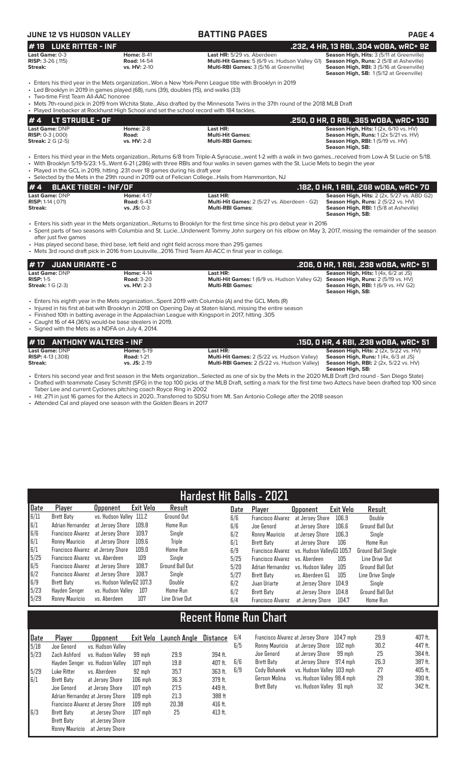## JUNE 12 VS HUDSON VALLEY — BATTING PAGES

### # 19 LUKE RITTER - INF — .232, 4 HR, 13 RBI, .304 wOBA, wRC+ 92

| | | | |
|---|---|---|---|
| **Last Game:** 0-3 | **Home:** 8-41 | **Last HR:** 5/29 vs. Aberdeen | **Season High, Hits:** 3 (5/11 at Greenville) |
| **RISP:** 3-26 (.115) | **Road:** 14-54 | **Multi-Hit Games:** 5 (6/9 vs. Hudson Valley G1) | **Season High, Runs:** 2 (5/8 at Asheville) |
| **Streak:** | **vs. HV:** 2-10 | **Multi-RBI Games:** 3 (5/16 at Greenville) | **Season High, RBI:** 3 (5/16 at Greenville) |
| | | | **Season High, SB:** 1 (5/12 at Greenville) |

- Enters his third year in the Mets organization...Won a New York-Penn League title with Brooklyn in 2019
- Led Brooklyn in 2019 in games played (68), runs (39), doubles (15), and walks (33)
- Two-time First Team All-AAC honoree
- Mets 7th-round pick in 2019 from Wichita State...Also drafted by the Minnesota Twins in the 37th round of the 2018 MLB Draft
- Played linebacker at Rockhurst High School and set the school record with 184 tackles.

### # 4 LT STRUBLE - OF — .250, 0 HR, 0 RBI, .365 wOBA, wRC+ 130

| | | | |
|---|---|---|---|
| **Last Game:** DNP | **Home:** 2-8 | **Last HR:** | **Season High, Hits:** 1 (2x, 6/10 vs. HV) |
| **RISP:** 0-3 (.000) | **Road:** | **Multi-Hit Games:** | **Season High, Runs:** 1 (2x 5/21 vs. HV) |
| **Streak:** 2 G (2-5) | **vs. HV:** 2-8 | **Multi-RBI Games:** | **Season High, RBI:** 1 (5/19 vs. HV) |
| | | | **Season High, SB:** |

- Enters his third year in the Mets organization...Returns 6/8 from Triple-A Syracuse...went 1-2 with a walk in two games...received from Low-A St Lucie on 5/18.
- With Brooklyn 5/19-5/23: 1-5...Went 6-21 (.286) with three RBIs and four walks in seven games with the St. Lucie Mets to begin the year
- Played in the GCL in 2019, hitting .231 over 18 games during his draft year
- Selected by the Mets in the 29th round in 2019 out of Felician College...Hails from Hammonton, NJ

### # 4 BLAKE TIBERI - INF/OF — .182, 0 HR, 1 RBI, .268 wOBA, wRC+ 70

| | | | |
|---|---|---|---|
| **Last Game:** DNP | **Home:** 4-17 | **Last HR:** | **Season High, Hits:** 2 (2x, 5/27 vs. ABD G2) |
| **RISP:** 1-14 (.071) | **Road:** 6-43 | **Multi-Hit Games:** 2 (5/27 vs. Aberdeen - G2) | **Season High, Runs:** 2 (5/22 vs. HV) |
| **Streak:** | **vs. JS:** 0-3 | **Multi-RBI Games:** | **Season High, RBI:** 1 (5/8 at Asheville) |
| | | | **Season High, SB:** |

- Enters his sixth year in the Mets organization...Returns to Brooklyn for the first time since his pro debut year in 2016
- Spent parts of two seasons with Columbia and St. Lucie...Underwent Tommy John surgery on his elbow on May 3, 2017, missing the remainder of the season after just five games
- Has played second base, third base, left field and right field across more than 295 games
- Mets 3rd round draft pick in 2016 from Louisville...2016 Third Team All-ACC in final year in college.

### # 17 JUAN URIARTE - C — .206, 0 HR, 1 RBI, .238 wOBA, wRC+ 51

| | | | |
|---|---|---|---|
| **Last Game:** DNP | **Home:** 4-14 | **Last HR:** | **Season High, Hits:** 1 (4x, 6/2 at JS) |
| **RISP:** 1-5 | **Road:** 3-20 | **Multi-Hit Games:** 1 (6/9 vs. Hudson Valley G2) | **Season High, Runs:** 2 (5/19 vs. HV) |
| **Streak:** 1 G (2-3) | **vs. HV:** 2-3 | **Multi-RBI Games:** | **Season High, RBI:** 1 (6/9 vs. HV G2) |
| | | | **Season High, SB:** |

- Enters his eighth year in the Mets organization...Spent 2019 with Columbia (A) and the GCL Mets (R)
- Injured in his first at-bat with Brooklyn in 2018 on Opening Day at Staten Island, missing the entire season
- Finished 10th in batting average in the Appalachian League with Kingsport in 2017, hitting .305
- Caught 16 of 44 (36%) would-be base stealers in 2019.
- Signed with the Mets as a NDFA on July 4, 2014.

### # 10 ANTHONY WALTERS - INF — .150, 0 HR, 4 RBI, .238 wOBA, wRC+ 51

| | | | |
|---|---|---|---|
| **Last Game:** DNP | **Home:** 5-19 | **Last HR:** | **Season High, Hits:** 2 (2x, 5/22 vs. HV) |
| **RISP:** 4-13 (.308) | **Road:** 1-21 | **Multi-Hit Games:** 2 (5/22 vs. Hudson Valley) | **Season High, Runs:** 1 (4x, 6/3 at JS) |
| **Streak:** | **vs. JS:** 2-19 | **Multi-RBI Games:** 2 (5/22 vs. Hudson Valley) | **Season High, RBI:** 2 (2x, 5/22 vs. HV) |
| | | | **Season High, SB:** |

- Enters his second year and first season in the Mets organization...Selected as one of six by the Mets in the 2020 MLB Draft (3rd round - San Diego State)
- Drafted with teammate Casey Schmitt (SFG) in the top 100 picks of the MLB Draft, setting a mark for the first time two Aztecs have been drafted top 100 since Taber Lee and current Cyclones pitching coach Royce Ring in 2002
- Hit .271 in just 16 games for the Aztecs in 2020...Transferred to SDSU from Mt. San Antonio College after the 2018 season
- Attended Cal and played one season with the Golden Bears in 2017

## Hardest Hit Balls - 2021

| Date | Player | Opponent | Exit Velo | Result |
|---|---|---|---|---|
| 6/11 | Brett Baty | vs. Hudson Valley | 111.2 | Ground Out |
| 6/1 | Adrian Hernandez | at Jersey Shore | 109.8 | Home Run |
| 6/6 | Francisco Alvarez | at Jersey Shore | 109.7 | Single |
| 6/1 | Ronny Mauricio | at Jersey Shore | 109.6 | Triple |
| 6/1 | Francisco Alvarez | at Jersey Shore | 109.0 | Home Run |
| 5/25 | Francisco Alvarez | vs. Aberdeen | 109 | Single |
| 6/5 | Francisco Alvarez | at Jersey Shore | 108.7 | Ground Ball Out |
| 6/2 | Francisco Alvarez | at Jersey Shore | 108.7 | Single |
| 6/9 | Brett Baty | vs. Hudson ValleyG2 | 107.3 | Double |
| 5/23 | Hayden Senger | vs. Hudson Valley | 107 | Home Run |
| 5/29 | Ronny Mauricio | vs. Aberdeen | 107 | Line Drive Out |
| 6/6 | Francisco Alvarez | at Jersey Shore | 106.9 | Double |
| 6/6 | Joe Genord | at Jersey Shore | 106.6 | Ground Ball Out |
| 6/2 | Ronny Mauricio | at Jersey Shore | 106.3 | Single |
| 6/1 | Brett Baty | at Jersey Shore | 106 | Home Run |
| 6/9 | Francisco Alvarez | vs. Hudson ValleyG1 | 105.7 | Ground Ball Single |
| 5/25 | Francisco Alvarez | vs. Aberdeen | 105 | Line Drive Out |
| 5/20 | Adrian Hernandez | vs. Hudson Valley | 105 | Ground Ball Out |
| 5/27 | Brett Baty | vs. Aberdeen G1 | 105 | Line Drive Single |
| 6/2 | Juan Uriarte | at Jersey Shore | 104.9 | Single |
| 6/2 | Brett Baty | at Jersey Shore | 104.8 | Ground Ball Out |
| 6/4 | Francisco Alvarez | at Jersey Shore | 104.7 | Home Run |

## Recent Home Run Chart

| Date | Player | Opponent | Exit Velo | Launch Angle | Distance |
|---|---|---|---|---|---|
| 5/18 | Joe Genord | vs. Hudson Valley | | | |
| 5/23 | Zach Ashford | vs. Hudson Valley | 99 mph | 29.9 | 394 ft. |
| | Hayden Senger | vs. Hudson Valley | 107 mph | 19.8 | 407 ft. |
| 5/29 | Luke Ritter | vs. Aberdeen | 92 mph | 35.7 | 363 ft. |
| 6/1 | Brett Baty | at Jersey Shore | 106 mph | 36.3 | 379 ft. |
| | Joe Genord | at Jersey Shore | 107 mph | 27.5 | 449 ft. |
| | Adrian Hernandez | at Jersey Shore | 109 mph | 21.3 | 388 ft |
| | Francisco Alvarez | at Jersey Shore | 109 mph | 20.38 | 416 ft. |
| 6/3 | Brett Baty | at Jersey Shore | 107 mph | 25 | 413 ft. |
| | Brett Baty | at Jersey Shore | | | |
| | Ronny Mauricio | at Jersey Shore | | | |
| 6/4 | Francisco Alvarez | at Jersey Shore | 104.7 mph | 29.9 | 407 ft. |
| 6/5 | Ronny Mauricio | at Jersey Shore | 102 mph | 30.2 | 447 ft. |
| | Joe Genord | at Jersey Shore | 99 mph | 25 | 384 ft. |
| 6/6 | Brett Baty | at Jersey Shore | 97.4 mph | 26.3 | 387 ft. |
| 6/9 | Cody Bohanek | vs. Hudson Valley | 103 mph | 27 | 405 ft. |
| | Gerson Molina | vs. Hudson Valley | 98.4 mph | 29 | 390 ft. |
| | Brett Baty | vs. Hudson Valley | 91 mph | 32 | 342 ft. |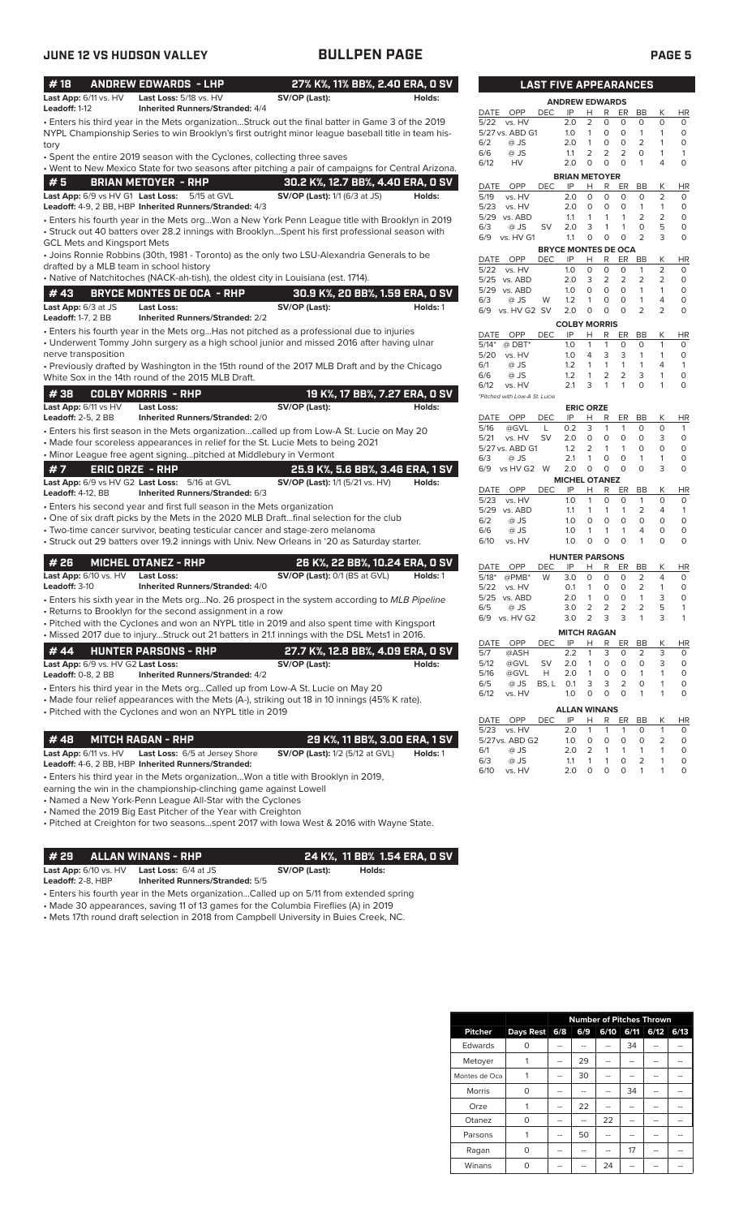# JUNE 12 VS HUDSON VALLEY — BULLPEN PAGE

## # 18 ANDREW EDWARDS - LHP — 27% K%, 11% BB%, 2.40 ERA, 0 SV

**Last App:** 6/11 vs. HV **Last Loss:** 5/18 vs. HV **SV/OP (Last):** **Holds:**
**Leadoff:** 1-12 **Inherited Runners/Stranded:** 4/4

- Enters his third year in the Mets organization...Struck out the final batter in Game 3 of the 2019 NYPL Championship Series to win Brooklyn's first outright minor league baseball title in team history
- Spent the entire 2019 season with the Cyclones, collecting three saves
- Went to New Mexico State for two seasons after pitching a pair of campaigns for Central Arizona.

## # 5 BRIAN METOYER - RHP — 30.2 K%, 12.7 BB%, 4.40 ERA, 0 SV

**Last App:** 6/9 vs HV G1 **Last Loss:** 5/15 at GVL **SV/OP (Last):** 1/1 (6/3 at JS) **Holds:**
**Leadoff:** 4-9, 2 BB, HBP **Inherited Runners/Stranded:** 4/3

- Enters his fourth year in the Mets org...Won a New York Penn League title with Brooklyn in 2019
- Struck out 40 batters over 28.2 innings with Brooklyn...Spent his first professional season with GCL Mets and Kingsport Mets
- Joins Ronnie Robbins (30th, 1981 - Toronto) as the only two LSU-Alexandria Generals to be drafted by a MLB team in school history
- Native of Natchitoches (NACK-ah-tish), the oldest city in Louisiana (est. 1714).

## # 43 BRYCE MONTES DE OCA - RHP — 30.9 K%, 20 BB%, 1.59 ERA, 0 SV

**Last App:** 6/3 at JS **Last Loss:** **SV/OP (Last):** **Holds:** 1
**Leadoff:** 1-7, 2 BB **Inherited Runners/Stranded:** 2/2

- Enters his fourth year in the Mets org...Has not pitched as a professional due to injuries
- Underwent Tommy John surgery as a high school junior and missed 2016 after having ulnar nerve transposition
- Previously drafted by Washington in the 15th round of the 2017 MLB Draft and by the Chicago White Sox in the 14th round of the 2015 MLB Draft.

## # 38 COLBY MORRIS - RHP — 19 K%, 17 BB%, 7.27 ERA, 0 SV

**Last App:** 6/11 vs HV **Last Loss:** **SV/OP (Last):** **Holds:**
**Leadoff:** 2-5, 2 BB **Inherited Runners/Stranded:** 2/0

- Enters his first season in the Mets organization...called up from Low-A St. Lucie on May 20
- Made four scoreless appearances in relief for the St. Lucie Mets to being 2021
- Minor League free agent signing...pitched at Middlebury in Vermont

## # 7 ERIC ORZE - RHP — 25.9 K%, 5.6 BB%, 3.46 ERA, 1 SV

**Last App:** 6/9 vs HV G2 **Last Loss:** 5/16 at GVL **SV/OP (Last):** 1/1 (5/21 vs. HV) **Holds:**
**Leadoff:** 4-12, BB **Inherited Runners/Stranded:** 6/3

- Enters his second year and first full season in the Mets organization
- One of six draft picks by the Mets in the 2020 MLB Draft...final selection for the club
- Two-time cancer survivor, beating testicular cancer and stage-zero melanoma
- Struck out 29 batters over 19.2 innings with Univ. New Orleans in '20 as Saturday starter.

## # 26 MICHEL OTANEZ - RHP — 26 K%, 22 BB%, 10.24 ERA, 0 SV

**Last App:** 6/10 vs. HV **Last Loss:** **SV/OP (Last):** 0/1 (BS at GVL) **Holds:** 1
**Leadoff:** 3-10 **Inherited Runners/Stranded:** 4/0

- Enters his sixth year in the Mets org...No. 26 prospect in the system according to *MLB Pipeline*
- Returns to Brooklyn for the second assignment in a row
- Pitched with the Cyclones and won an NYPL title in 2019 and also spent time with Kingsport
- Missed 2017 due to injury...Struck out 21 batters in 21.1 innings with the DSL Mets1 in 2016.

## # 44 HUNTER PARSONS - RHP — 27.7 K%, 12.8 BB%, 4.09 ERA, 0 SV

**Last App:** 6/9 vs. HV G2 **Last Loss:** **SV/OP (Last):** **Holds:**
**Leadoff:** 0-8, 2 BB **Inherited Runners/Stranded:** 4/2

- Enters his third year in the Mets org...Called up from Low-A St. Lucie on May 20
- Made four relief appearances with the Mets (A-), striking out 18 in 10 innings (45% K rate).
- Pitched with the Cyclones and won an NYPL title in 2019

## # 48 MITCH RAGAN - RHP — 29 K%, 11 BB%, 3.00 ERA, 1 SV

**Last App:** 6/11 vs. HV **Last Loss:** 6/5 at Jersey Shore **SV/OP (Last):** 1/2 (5/12 at GVL) **Holds:** 1
**Leadoff:** 4-6, 2 BB, HBP **Inherited Runners/Stranded:**

- Enters his third year in the Mets organization...Won a title with Brooklyn in 2019, earning the win in the championship-clinching game against Lowell
- Named a New York-Penn League All-Star with the Cyclones
- Named the 2019 Big East Pitcher of the Year with Creighton
- Pitched at Creighton for two seasons...spent 2017 with Iowa West & 2016 with Wayne State.

## # 29 ALLAN WINANS - RHP — 24 K%, 11 BB% 1.54 ERA, 0 SV

**Last App:** 6/10 vs. HV **Last Loss:** 6/4 at JS **SV/OP (Last):** **Holds:**
**Leadoff:** 2-8, HBP **Inherited Runners/Stranded:** 5/5

- Enters his fourth year in the Mets organization...Called up from 5/11 from extended spring
- Made 30 appearances, saving 11 of 13 games for the Columbia Fireflies (A) in 2019
- Mets 17th round draft selection in 2018 from Campbell University in Buies Creek, NC.

## LAST FIVE APPEARANCES

### ANDREW EDWARDS

| DATE | OPP | DEC | IP | H | R | ER | BB | K | HR |
|---|---|---|---|---|---|---|---|---|---|
| 5/22 | vs. HV | | 2.0 | 2 | 0 | 0 | 0 | 0 | 0 |
| 5/27 | vs. ABD G1 | | 1.0 | 1 | 0 | 0 | 1 | 1 | 0 |
| 6/2 | @ JS | | 2.0 | 1 | 0 | 0 | 2 | 1 | 0 |
| 6/6 | @ JS | | 1.1 | 2 | 2 | 2 | 0 | 1 | 1 |
| 6/12 | HV | | 2.0 | 0 | 0 | 0 | 1 | 4 | 0 |

### BRIAN METOYER

| DATE | OPP | DEC | IP | H | R | ER | BB | K | HR |
|---|---|---|---|---|---|---|---|---|---|
| 5/19 | vs. HV | | 2.0 | 0 | 0 | 0 | 0 | 2 | 0 |
| 5/23 | vs. HV | | 2.0 | 0 | 0 | 0 | 1 | 1 | 0 |
| 5/29 | vs. ABD | | 1.1 | 1 | 1 | 1 | 2 | 2 | 0 |
| 6/3 | @ JS | SV | 2.0 | 3 | 1 | 1 | 0 | 5 | 0 |
| 6/9 | vs. HV G1 | | 1.1 | 0 | 0 | 0 | 2 | 3 | 0 |

### BRYCE MONTES DE OCA

| DATE | OPP | DEC | IP | H | R | ER | BB | K | HR |
|---|---|---|---|---|---|---|---|---|---|
| 5/22 | vs. HV | | 1.0 | 0 | 0 | 0 | 1 | 2 | 0 |
| 5/25 | vs. ABD | | 2.0 | 3 | 2 | 2 | 2 | 2 | 0 |
| 5/29 | vs. ABD | | 1.0 | 0 | 0 | 0 | 1 | 1 | 0 |
| 6/3 | @ JS | W | 1.2 | 1 | 0 | 0 | 1 | 4 | 0 |
| 6/9 | vs. HV G2 | SV | 2.0 | 0 | 0 | 0 | 2 | 2 | 0 |

### COLBY MORRIS

| DATE | OPP | DEC | IP | H | R | ER | BB | K | HR |
|---|---|---|---|---|---|---|---|---|---|
| 5/14* | @ DBT* | | 1.0 | 1 | 1 | 0 | 0 | 1 | 0 |
| 5/20 | vs. HV | | 1.0 | 4 | 3 | 3 | 1 | 1 | 0 |
| 6/1 | @ JS | | 1.2 | 1 | 1 | 1 | 1 | 4 | 1 |
| 6/6 | @ JS | | 1.2 | 1 | 2 | 2 | 3 | 1 | 0 |
| 6/12 | vs. HV | | 2.1 | 3 | 1 | 1 | 0 | 1 | 0 |

*Pitched with Low-A St. Lucie

### ERIC ORZE

| DATE | OPP | DEC | IP | H | R | ER | BB | K | HR |
|---|---|---|---|---|---|---|---|---|---|
| 5/16 | @GVL | L | 0.2 | 3 | 1 | 1 | 0 | 0 | 1 |
| 5/21 | vs. HV | SV | 2.0 | 0 | 0 | 0 | 0 | 3 | 0 |
| 5/27 | vs. ABD G1 | | 1.2 | 2 | 1 | 1 | 0 | 0 | 0 |
| 6/3 | @ JS | | 2.1 | 1 | 0 | 0 | 1 | 1 | 0 |
| 6/9 | vs HV G2 | W | 2.0 | 0 | 0 | 0 | 0 | 3 | 0 |

### MICHEL OTANEZ

| DATE | OPP | DEC | IP | H | R | ER | BB | K | HR |
|---|---|---|---|---|---|---|---|---|---|
| 5/23 | vs. HV | | 1.0 | 1 | 0 | 0 | 1 | 0 | 0 |
| 5/29 | vs. ABD | | 1.1 | 1 | 1 | 1 | 2 | 4 | 1 |
| 6/2 | @ JS | | 1.0 | 0 | 0 | 0 | 0 | 0 | 0 |
| 6/6 | @ JS | | 1.0 | 1 | 1 | 1 | 4 | 0 | 0 |
| 6/10 | vs. HV | | 1.0 | 0 | 0 | 0 | 1 | 0 | 0 |

### HUNTER PARSONS

| DATE | OPP | DEC | IP | H | R | ER | BB | K | HR |
|---|---|---|---|---|---|---|---|---|---|
| 5/18* | @PMB* | W | 3.0 | 0 | 0 | 0 | 2 | 4 | 0 |
| 5/22 | vs. HV | | 0.1 | 1 | 0 | 0 | 2 | 1 | 0 |
| 5/25 | vs. ABD | | 2.0 | 1 | 0 | 0 | 1 | 3 | 0 |
| 6/5 | @ JS | | 3.0 | 2 | 2 | 2 | 2 | 5 | 1 |
| 6/9 | vs. HV G2 | | 3.0 | 2 | 3 | 3 | 1 | 3 | 1 |

### MITCH RAGAN

| DATE | OPP | DEC | IP | H | R | ER | BB | K | HR |
|---|---|---|---|---|---|---|---|---|---|
| 5/7 | @ASH | | 2.2 | 1 | 3 | 0 | 2 | 3 | 0 |
| 5/12 | @GVL | SV | 2.0 | 1 | 0 | 0 | 0 | 3 | 0 |
| 5/16 | @GVL | H | 2.0 | 1 | 0 | 0 | 1 | 1 | 0 |
| 6/5 | @ JS | BS, L | 0.1 | 3 | 3 | 2 | 0 | 1 | 0 |
| 6/12 | vs. HV | | 1.0 | 0 | 0 | 0 | 1 | 1 | 0 |

### ALLAN WINANS

| DATE | OPP | DEC | IP | H | R | ER | BB | K | HR |
|---|---|---|---|---|---|---|---|---|---|
| 5/23 | vs. HV | | 2.0 | 1 | 1 | 1 | 0 | 1 | 0 |
| 5/27 | vs. ABD G2 | | 1.0 | 0 | 0 | 0 | 0 | 2 | 0 |
| 6/1 | @ JS | | 2.0 | 2 | 1 | 1 | 1 | 1 | 0 |
| 6/3 | @ JS | | 1.1 | 1 | 1 | 0 | 2 | 1 | 0 |
| 6/10 | vs. HV | | 2.0 | 0 | 0 | 0 | 1 | 1 | 0 |

## Number of Pitches Thrown

| Pitcher | Days Rest | 6/8 | 6/9 | 6/10 | 6/11 | 6/12 | 6/13 |
|---|---|---|---|---|---|---|---|
| Edwards | 0 | -- | -- | -- | 34 | -- | -- |
| Metoyer | 1 | -- | 29 | -- | -- | -- | -- |
| Montes de Oca | 1 | -- | 30 | -- | -- | -- | -- |
| Morris | 0 | -- | -- | -- | 34 | -- | -- |
| Orze | 1 | -- | 22 | -- | -- | -- | -- |
| Otanez | 0 | -- | -- | 22 | -- | -- | -- |
| Parsons | 1 | -- | 50 | -- | -- | -- | -- |
| Ragan | 0 | -- | -- | -- | 17 | -- | -- |
| Winans | 0 | -- | -- | 24 | -- | -- | -- |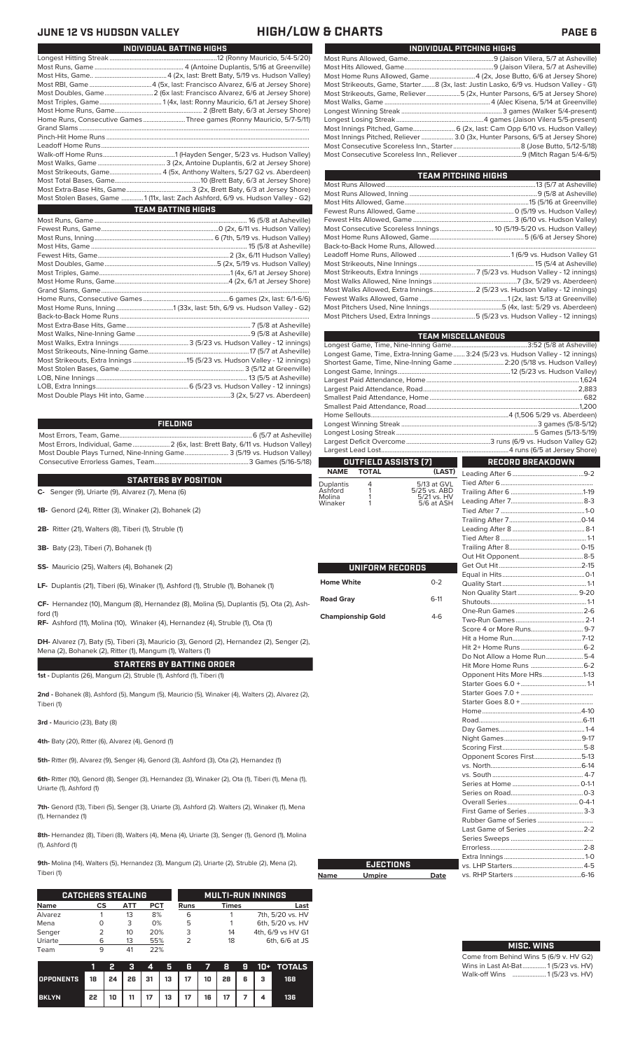# JUNE 12 VS HUDSON VALLEY — HIGH/LOW & CHARTS

## INDIVIDUAL BATTING HIGHS

| | |
|---|---|
| Longest Hitting Streak | 12 (Ronny Mauricio, 5/4-5/20) |
| Most Runs, Game | 4 (Antoine Duplantis, 5/16 at Greenville) |
| Most Hits, Game | 4 (2x, last: Brett Baty, 5/19 vs. Hudson Valley) |
| Most RBI, Game | 4 (5x, last: Francisco Alvarez, 6/6 at Jersey Shore) |
| Most Doubles, Game | 2 (6x last: Francisco Alvarez, 6/6 at Jersey Shore) |
| Most Triples, Game | 1 (4x, last: Ronny Mauricio, 6/1 at Jersey Shore) |
| Most Home Runs, Game | 2 (Brett Baty, 6/3 at Jersey Shore) |
| Home Runs, Consecutive Games | Three games (Ronny Mauricio, 5/7-5/11) |
| Grand Slams | |
| Pinch-Hit Home Runs | |
| Leadoff Home Runs | |
| Walk-off Home Runs | 1 (Hayden Senger, 5/23 vs. Hudson Valley) |
| Most Walks, Game | 3 (2x, Antoine Duplantis, 6/2 at Jersey Shore) |
| Most Strikeouts, Game | 4 (5x, Anthony Walters, 5/27 G2 vs. Aberdeen) |
| Most Total Bases, Game | 10 (Brett Baty, 6/3 at Jersey Shore) |
| Most Extra-Base Hits, Game | 3 (2x, Brett Baty, 6/3 at Jersey Shore) |
| Most Stolen Bases, Game | 1 (11x, last: Zach Ashford, 6/9 vs. Hudson Valley - G2) |

## TEAM BATTING HIGHS

| | |
|---|---|
| Most Runs, Game | 16 (5/8 at Asheville) |
| Fewest Runs, Game | 0 (2x, 6/11 vs. Hudson Valley) |
| Most Runs, Inning | 6 (7th, 5/19 vs. Hudson Valley) |
| Most Hits, Game | 15 (5/8 at Asheville) |
| Fewest Hits, Game | 2 (3x, 6/11 Hudson Valley) |
| Most Doubles, Game | 5 (2x, 5/19 vs. Hudson Valley) |
| Most Triples, Game | 1 (4x, 6/1 at Jersey Shore) |
| Most Home Runs, Game | 4 (2x, 6/1 at Jersey Shore) |
| Grand Slams, Game | |
| Home Runs, Consecutive Games | 6 games (2x, last: 6/1-6/6) |
| Most Home Runs, Inning | 1 (33x, last: 5th, 6/9 vs. Hudson Valley - G2) |
| Back-to-Back Home Runs | |
| Most Extra-Base Hits, Game | 7 (5/8 at Asheville) |
| Most Walks, Nine-Inning Game | 9 (5/8 at Asheville) |
| Most Walks, Extra Innings | 3 (5/23 vs. Hudson Valley - 12 innings) |
| Most Strikeouts, Nine-Inning Game | 17 (5/7 at Asheville) |
| Most Strikeouts, Extra Innings | 15 (5/23 vs. Hudson Valley - 12 innings) |
| Most Stolen Bases, Game | 3 (5/12 at Greenville) |
| LOB, Nine Innings | 13 (5/5 at Asheville) |
| LOB, Extra Innings | 6 (5/23 vs. Hudson Valley - 12 innings) |
| Most Double Plays Hit into, Game | 3 (2x, 5/27 vs. Aberdeen) |

## FIELDING

| | |
|---|---|
| Most Errors, Team, Game | 6 (5/7 at Asheville) |
| Most Errors, Individual, Game | 2 (6x, last: Brett Baty, 6/11 vs. Hudson Valley) |
| Most Double Plays Turned, Nine-Inning Game | 3 (5/19 vs. Hudson Valley) |
| Consecutive Errorless Games, Team | 3 Games (5/16-5/18) |

## STARTERS BY POSITION

**C-** Senger (9), Uriarte (9), Alvarez (7), Mena (6)

**1B-** Genord (24), Ritter (3), Winaker (2), Bohanek (2)

**2B-** Ritter (21), Walters (8), Tiberi (1), Struble (1)

**3B-** Baty (23), Tiberi (7), Bohanek (1)

**SS-** Mauricio (25), Walters (4), Bohanek (2)

**LF-** Duplantis (21), Tiberi (6), Winaker (1), Ashford (1), Struble (1), Bohanek (1)

**CF-** Hernandez (10), Mangum (8), Hernandez (8), Molina (5), Duplantis (5), Ota (2), Ashford (1)

**RF-** Ashford (11), Molina (10), Winaker (4), Hernandez (4), Struble (1), Ota (1)

**DH-** Alvarez (7), Baty (5), Tiberi (3), Mauricio (3), Genord (2), Hernandez (2), Senger (2), Mena (2), Bohanek (2), Ritter (1), Mangum (1), Walters (1)

## STARTERS BY BATTING ORDER

**1st -** Duplantis (26), Mangum (2), Struble (1), Ashford (1), Tiberi (1)

**2nd -** Bohanek (8), Ashford (5), Mangum (5), Mauricio (5), Winaker (4), Walters (2), Alvarez (2), Tiberi (1)

**3rd -** Mauricio (23), Baty (8)

**4th-** Baty (20), Ritter (6), Alvarez (4), Genord (1)

**5th-** Ritter (9), Alvarez (9), Senger (4), Genord (3), Ashford (3), Ota (2), Hernandez (1)

**6th-** Ritter (10), Genord (8), Senger (3), Hernandez (3), Winaker (2), Ota (1), Tiberi (1), Mena (1), Uriarte (1), Ashford (1)

**7th-** Genord (13), Tiberi (5), Senger (3), Uriarte (3), Ashford (2). Walters (2), Winaker (1), Mena (1), Hernandez (1)

**8th-** Hernandez (8), Tiberi (8), Walters (4), Mena (4), Uriarte (3), Senger (1), Genord (1), Molina (1), Ashford (1)

**9th-** Molina (14), Walters (5), Hernandez (3), Mangum (2), Uriarte (2), Struble (2), Mena (2), Tiberi (1)

## CATCHERS STEALING

| Name | CS | ATT | PCT |
|---|---|---|---|
| Alvarez | 1 | 13 | 8% |
| Mena | 0 | 3 | 0% |
| Senger | 2 | 10 | 20% |
| Uriarte | 6 | 13 | 55% |
| Team | 9 | 41 | 22% |

## MULTI-RUN INNINGS

| Runs | Times | Last |
|---|---|---|
| 6 | 1 | 7th, 5/20 vs. HV |
| 5 | 1 | 6th, 5/20 vs. HV |
| 3 | 14 | 4th, 6/9 vs HV G1 |
| 2 | 18 | 6th, 6/6 at JS |

| | 1 | 2 | 3 | 4 | 5 | 6 | 7 | 8 | 9 | 10+ | TOTALS |
|---|---|---|---|---|---|---|---|---|---|---|---|
| OPPONENTS | 18 | 24 | 26 | 31 | 13 | 17 | 10 | 28 | 6 | 3 | 168 |
| BKLYN | 22 | 10 | 11 | 17 | 13 | 17 | 16 | 17 | 7 | 4 | 136 |

## INDIVIDUAL PITCHING HIGHS

| | |
|---|---|
| Most Runs Allowed, Game | 9 (Jaison Vilera, 5/7 at Asheville) |
| Most Hits Allowed, Game | 9 (Jaison Vilera, 5/7 at Asheville) |
| Most Home Runs Allowed, Game | 4 (2x, Jose Butto, 6/6 at Jersey Shore) |
| Most Strikeouts, Game, Starter | 8 (3x, last: Justin Lasko, 6/9 vs. Hudson Valley - G1) |
| Most Strikeouts, Game, Reliever | 5 (2x, Hunter Parsons, 6/5 at Jersey Shore) |
| Most Walks, Game | 4 (Alec Kisena, 5/14 at Greenville) |
| Longest Winning Streak | 3 games (Walker 5/4-present) |
| Longest Losing Streak | 4 games (Jaison Vilera 5/5-present) |
| Most Innings Pitched, Game | 6 (2x, last: Cam Opp 6/10 vs. Hudson Valley) |
| Most Innings Pitched, Reliever | 3.0 (3x, Hunter Parsons, 6/5 at Jersey Shore) |
| Most Consecutive Scoreless Inn., Starter | 8 (Jose Butto, 5/12-5/18) |
| Most Consecutive Scoreless Inn., Reliever | 9 (Mitch Ragan 5/4-6/5) |

## TEAM PITCHING HIGHS

| | |
|---|---|
| Most Runs Allowed | 13 (5/7 at Asheville) |
| Most Runs Allowed, Inning | 9 (5/8 at Asheville) |
| Most Hits Allowed, Game | 15 (5/16 at Greenville) |
| Fewest Runs Allowed, Game | 0 (5/19 vs. Hudson Valley) |
| Fewest Hits Allowed, Game | 3 (6/10 vs. Hudson Valley) |
| Most Consecutive Scoreless Innings | 10 (5/19-5/20 vs. Hudson Valley) |
| Most Home Runs Allowed, Game | 5 (6/6 at Jersey Shore) |
| Back-to-Back Home Runs, Allowed | |
| Leadoff Home Runs, Allowed | 1 (6/9 vs. Hudson Valley G1 |
| Most Strikeouts, Nine Innings | 15 (5/4 at Asheville) |
| Most Strikeouts, Extra Innings | 7 (5/23 vs. Hudson Valley - 12 innings) |
| Most Walks Allowed, Nine Innings | 7 (3x, 5/29 vs. Aberdeen) |
| Most Walks Allowed, Extra Innings | 2 (5/23 vs. Hudson Valley - 12 innings) |
| Fewest Walks Allowed, Game | 1 (2x, last: 5/13 at Greenville) |
| Most Pitchers Used, Nine Innings | 5 (4x, last: 5/29 vs. Aberdeen) |
| Most Pitchers Used, Extra Innings | 5 (5/23 vs. Hudson Valley - 12 innings) |

## TEAM MISCELLANEOUS

| | |
|---|---|
| Longest Game, Time, Nine-Inning Game | 3:52 (5/8 at Asheville) |
| Longest Game, Time, Extra-Inning Game | 3:24 (5/23 vs. Hudson Valley - 12 innings) |
| Shortest Game, Time, Nine-Inning Game | 2:20 (5/18 vs. Hudson Valley) |
| Longest Game, Innings | 12 (5/23 vs. Hudson Valley) |
| Largest Paid Attendance, Home | 1,624 |
| Largest Paid Attendance, Road | 2,883 |
| Smallest Paid Attendance, Home | 682 |
| Smallest Paid Attendance, Road | 1,200 |
| Home Sellouts | 4 (1,506 5/29 vs. Aberdeen) |
| Longest Winning Streak | 3 games (5/8-5/12) |
| Longest Losing Streak | 5 Games (5/13-5/19) |
| Largest Deficit Overcome | 3 runs (6/9 vs. Hudson Valley G2) |
| Largest Lead Lost | 4 runs (6/5 at Jersey Shore) |

## OUTFIELD ASSISTS (7)

| NAME | TOTAL | (LAST) |
|---|---|---|
| Duplantis | 4 | 5/13 at GVL |
| Ashford | 1 | 5/25 vs. ABD |
| Molina | 1 | 5/21 vs. HV |
| Winaker | 1 | 5/6 at ASH |

## UNIFORM RECORDS

| | |
|---|---|
| Home White | 0-2 |
| Road Gray | 6-11 |
| Championship Gold | 4-6 |

## EJECTIONS

| Name | Umpire | Date |
|---|---|---|

## RECORD BREAKDOWN

| | |
|---|---|
| Leading After 6 | 9-2 |
| Tied After 6 | |
| Trailing After 6 | 1-19 |
| Leading After 7 | 8-3 |
| Tied After 7 | 1-0 |
| Trailing After 7 | 0-14 |
| Leading After 8 | 8-1 |
| Tied After 8 | 1-1 |
| Trailing After 8 | 0-15 |
| Out Hit Opponent | 8-5 |
| Get Out Hit | 2-15 |
| Equal in Hits | 0-1 |
| Quality Start | 1-1 |
| Non Quality Start | 9-20 |
| Shutouts | 1-1 |
| One-Run Games | 2-6 |
| Two-Run Games | 2-1 |
| Score 4 or More Runs | 9-7 |
| Hit a Home Run | 7-12 |
| Hit 2+ Home Runs | 6-2 |
| Do Not Allow a Home Run | 5-4 |
| Hit More Home Runs | 6-2 |
| Opponent Hits More HRs | 1-13 |
| Starter Goes 6.0 + | 1-1 |
| Starter Goes 7.0 + | |
| Starter Goes 8.0 + | |
| Home | 4-10 |
| Road | 6-11 |
| Day Games | 1-4 |
| Night Games | 9-17 |
| Scoring First | 5-8 |
| Opponent Scores First | 5-13 |
| vs. North | 6-14 |
| vs. South | 4-7 |
| Series at Home | 0-1-1 |
| Series on Road | 0-3 |
| Overall Series | 0-4-1 |
| First Game of Series | 3-3 |
| Rubber Game of Series | |
| Last Game of Series | 2-2 |
| Series Sweeps | |
| Errorless | 2-8 |
| Extra Innings | 1-0 |
| vs. LHP Starters | 4-5 |
| vs. RHP Starters | 6-16 |

## MISC. WINS

Come from Behind Wins 5 (6/9 v. HV G2)
Wins in Last At-Bat 1 (5/23 vs. HV)
Walk-off Wins 1 (5/23 vs. HV)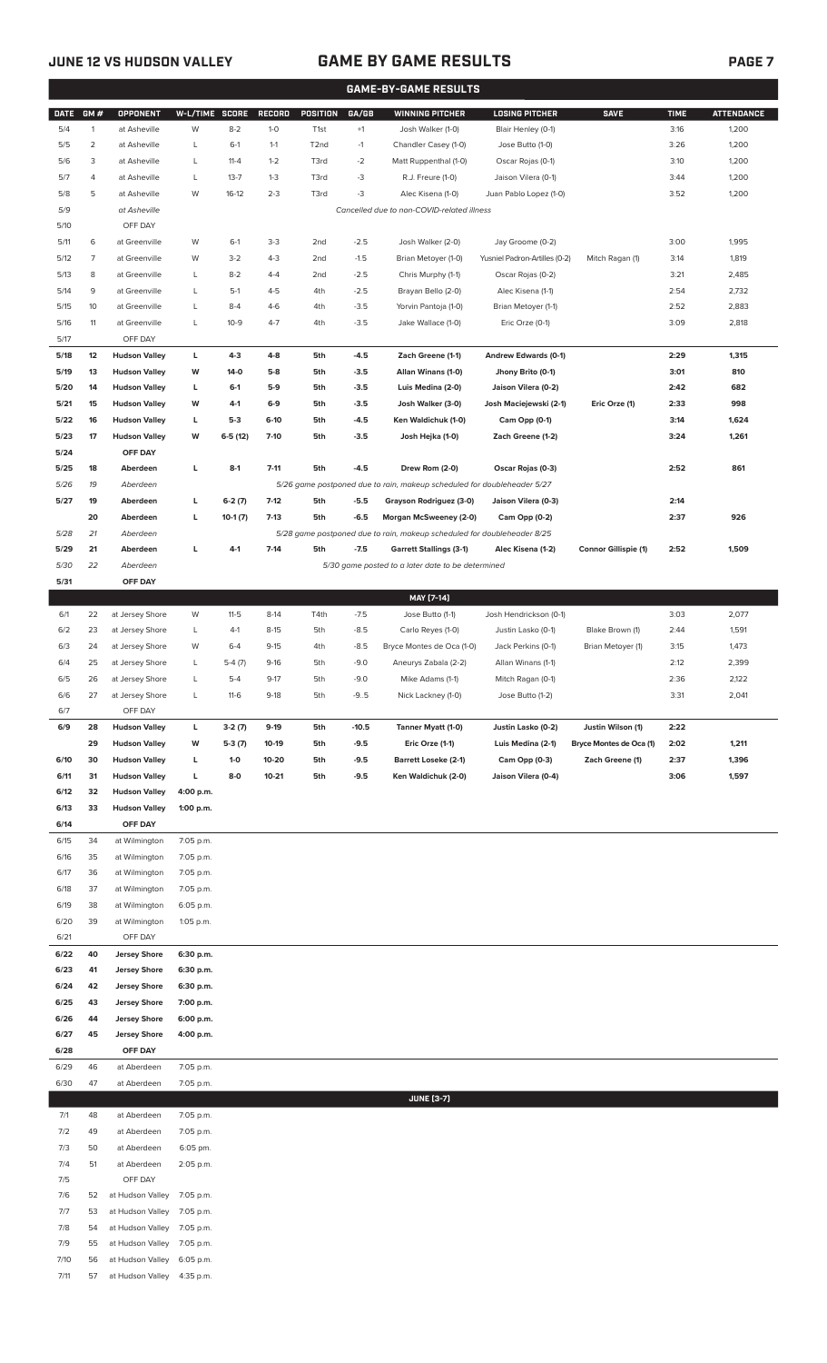# JUNE 12 VS HUDSON VALLEY — GAME BY GAME RESULTS

## GAME-BY-GAME RESULTS

| DATE | GM # | OPPONENT | W-L/TIME | SCORE | RECORD | POSITION | GA/GB | WINNING PITCHER | LOSING PITCHER | SAVE | TIME | ATTENDANCE |
|---|---|---|---|---|---|---|---|---|---|---|---|---|
| 5/4 | 1 | at Asheville | W | 8-2 | 1-0 | T1st | +1 | Josh Walker (1-0) | Blair Henley (0-1) | | 3:16 | 1,200 |
| 5/5 | 2 | at Asheville | L | 6-1 | 1-1 | T2nd | -1 | Chandler Casey (1-0) | Jose Butto (1-0) | | 3:26 | 1,200 |
| 5/6 | 3 | at Asheville | L | 11-4 | 1-2 | T3rd | -2 | Matt Ruppenthal (1-0) | Oscar Rojas (0-1) | | 3:10 | 1,200 |
| 5/7 | 4 | at Asheville | L | 13-7 | 1-3 | T3rd | -3 | R.J. Freure (1-0) | Jaison Vilera (0-1) | | 3:44 | 1,200 |
| 5/8 | 5 | at Asheville | W | 16-12 | 2-3 | T3rd | -3 | Alec Kisena (1-0) | Juan Pablo Lopez (1-0) | | 3:52 | 1,200 |
| 5/9 | | at Asheville | | | | | | Cancelled due to non-COVID-related illness | | | | |
| 5/10 | | OFF DAY | | | | | | | | | | |
| 5/11 | 6 | at Greenville | W | 6-1 | 3-3 | 2nd | -2.5 | Josh Walker (2-0) | Jay Groome (0-2) | | 3:00 | 1,995 |
| 5/12 | 7 | at Greenville | W | 3-2 | 4-3 | 2nd | -1.5 | Brian Metoyer (1-0) | Yusniel Padron-Artilles (0-2) | Mitch Ragan (1) | 3:14 | 1,819 |
| 5/13 | 8 | at Greenville | L | 8-2 | 4-4 | 2nd | -2.5 | Chris Murphy (1-1) | Oscar Rojas (0-2) | | 3:21 | 2,485 |
| 5/14 | 9 | at Greenville | L | 5-1 | 4-5 | 4th | -2.5 | Brayan Bello (2-0) | Alec Kisena (1-1) | | 2:54 | 2,732 |
| 5/15 | 10 | at Greenville | L | 8-4 | 4-6 | 4th | -3.5 | Yorvin Pantoja (1-0) | Brian Metoyer (1-1) | | 2:52 | 2,883 |
| 5/16 | 11 | at Greenville | L | 10-9 | 4-7 | 4th | -3.5 | Jake Wallace (1-0) | Eric Orze (0-1) | | 3:09 | 2,818 |
| 5/17 | | OFF DAY | | | | | | | | | | |
| **5/18** | **12** | **Hudson Valley** | **L** | **4-3** | **4-8** | **5th** | **-4.5** | **Zach Greene (1-1)** | **Andrew Edwards (0-1)** | | **2:29** | **1,315** |
| **5/19** | **13** | **Hudson Valley** | **W** | **14-0** | **5-8** | **5th** | **-3.5** | **Allan Winans (1-0)** | **Jhony Brito (0-1)** | | **3:01** | **810** |
| **5/20** | **14** | **Hudson Valley** | **L** | **6-1** | **5-9** | **5th** | **-3.5** | **Luis Medina (2-0)** | **Jaison Vilera (0-2)** | | **2:42** | **682** |
| **5/21** | **15** | **Hudson Valley** | **W** | **4-1** | **6-9** | **5th** | **-3.5** | **Josh Walker (3-0)** | **Josh Maciejewski (2-1)** | **Eric Orze (1)** | **2:33** | **998** |
| **5/22** | **16** | **Hudson Valley** | **L** | **5-3** | **6-10** | **5th** | **-4.5** | **Ken Waldichuk (1-0)** | **Cam Opp (0-1)** | | **3:14** | **1,624** |
| **5/23** | **17** | **Hudson Valley** | **W** | **6-5 (12)** | **7-10** | **5th** | **-3.5** | **Josh Hejka (1-0)** | **Zach Greene (1-2)** | | **3:24** | **1,261** |
| **5/24** | | **OFF DAY** | | | | | | | | | | |
| **5/25** | **18** | **Aberdeen** | **L** | **8-1** | **7-11** | **5th** | **-4.5** | **Drew Rom (2-0)** | **Oscar Rojas (0-3)** | | **2:52** | **861** |
| 5/26 | 19 | Aberdeen | | | | | | 5/26 game postponed due to rain, makeup scheduled for doubleheader 5/27 | | | | |
| **5/27** | **19** | **Aberdeen** | **L** | **6-2 (7)** | **7-12** | **5th** | **-5.5** | **Grayson Rodriguez (3-0)** | **Jaison Vilera (0-3)** | | **2:14** | |
| | **20** | **Aberdeen** | **L** | **10-1 (7)** | **7-13** | **5th** | **-6.5** | **Morgan McSweeney (2-0)** | **Cam Opp (0-2)** | | **2:37** | **926** |
| 5/28 | 21 | Aberdeen | | | | | | 5/28 game postponed due to rain, makeup scheduled for doubleheader 8/25 | | | | |
| **5/29** | **21** | **Aberdeen** | **L** | **4-1** | **7-14** | **5th** | **-7.5** | **Garrett Stallings (3-1)** | **Alec Kisena (1-2)** | **Connor Gillispie (1)** | **2:52** | **1,509** |
| 5/30 | 22 | Aberdeen | | | | | | 5/30 game posted to a later date to be determined | | | | |
| **5/31** | | **OFF DAY** | | | | | | | | | | |
| | | | | | | | | **MAY [7-14]** | | | | |
| 6/1 | 22 | at Jersey Shore | W | 11-5 | 8-14 | T4th | -7.5 | Jose Butto (1-1) | Josh Hendrickson (0-1) | | 3:03 | 2,077 |
| 6/2 | 23 | at Jersey Shore | L | 4-1 | 8-15 | 5th | -8.5 | Carlo Reyes (1-0) | Justin Lasko (0-1) | Blake Brown (1) | 2:44 | 1,591 |
| 6/3 | 24 | at Jersey Shore | W | 6-4 | 9-15 | 4th | -8.5 | Bryce Montes de Oca (1-0) | Jack Perkins (0-1) | Brian Metoyer (1) | 3:15 | 1,473 |
| 6/4 | 25 | at Jersey Shore | L | 5-4 (7) | 9-16 | 5th | -9.0 | Aneurys Zabala (2-2) | Allan Winans (1-1) | | 2:12 | 2,399 |
| 6/5 | 26 | at Jersey Shore | L | 5-4 | 9-17 | 5th | -9.0 | Mike Adams (1-1) | Mitch Ragan (0-1) | | 2:36 | 2,122 |
| 6/6 | 27 | at Jersey Shore | L | 11-6 | 9-18 | 5th | -9..5 | Nick Lackney (1-0) | Jose Butto (1-2) | | 3:31 | 2,041 |
| 6/7 | | OFF DAY | | | | | | | | | | |
| **6/9** | **28** | **Hudson Valley** | **L** | **3-2 (7)** | **9-19** | **5th** | **-10.5** | **Tanner Myatt (1-0)** | **Justin Lasko (0-2)** | **Justin Wilson (1)** | **2:22** | |
| | **29** | **Hudson Valley** | **W** | **5-3 (7)** | **10-19** | **5th** | **-9.5** | **Eric Orze (1-1)** | **Luis Medina (2-1)** | **Bryce Montes de Oca (1)** | **2:02** | **1,211** |
| **6/10** | **30** | **Hudson Valley** | **L** | **1-0** | **10-20** | **5th** | **-9.5** | **Barrett Loseke (2-1)** | **Cam Opp (0-3)** | **Zach Greene (1)** | **2:37** | **1,396** |
| **6/11** | **31** | **Hudson Valley** | **L** | **8-0** | **10-21** | **5th** | **-9.5** | **Ken Waldichuk (2-0)** | **Jaison Vilera (0-4)** | | **3:06** | **1,597** |
| **6/12** | **32** | **Hudson Valley** | **4:00 p.m.** | | | | | | | | | |
| **6/13** | **33** | **Hudson Valley** | **1:00 p.m.** | | | | | | | | | |
| **6/14** | | **OFF DAY** | | | | | | | | | | |
| 6/15 | 34 | at Wilmington | 7:05 p.m. | | | | | | | | | |
| 6/16 | 35 | at Wilmington | 7:05 p.m. | | | | | | | | | |
| 6/17 | 36 | at Wilmington | 7:05 p.m. | | | | | | | | | |
| 6/18 | 37 | at Wilmington | 7:05 p.m. | | | | | | | | | |
| 6/19 | 38 | at Wilmington | 6:05 p.m. | | | | | | | | | |
| 6/20 | 39 | at Wilmington | 1:05 p.m. | | | | | | | | | |
| 6/21 | | OFF DAY | | | | | | | | | | |
| **6/22** | **40** | **Jersey Shore** | **6:30 p.m.** | | | | | | | | | |
| **6/23** | **41** | **Jersey Shore** | **6:30 p.m.** | | | | | | | | | |
| **6/24** | **42** | **Jersey Shore** | **6:30 p.m.** | | | | | | | | | |
| **6/25** | **43** | **Jersey Shore** | **7:00 p.m.** | | | | | | | | | |
| **6/26** | **44** | **Jersey Shore** | **6:00 p.m.** | | | | | | | | | |
| **6/27** | **45** | **Jersey Shore** | **4:00 p.m.** | | | | | | | | | |
| **6/28** | | **OFF DAY** | | | | | | | | | | |
| 6/29 | 46 | at Aberdeen | 7:05 p.m. | | | | | | | | | |
| 6/30 | 47 | at Aberdeen | 7:05 p.m. | | | | | | | | | |
| | | | | | | | | **JUNE [3-7]** | | | | |
| 7/1 | 48 | at Aberdeen | 7:05 p.m. | | | | | | | | | |
| 7/2 | 49 | at Aberdeen | 7:05 p.m. | | | | | | | | | |
| 7/3 | 50 | at Aberdeen | 6:05 pm. | | | | | | | | | |
| 7/4 | 51 | at Aberdeen | 2:05 p.m. | | | | | | | | | |
| 7/5 | | OFF DAY | | | | | | | | | | |
| 7/6 | 52 | at Hudson Valley | 7:05 p.m. | | | | | | | | | |
| 7/7 | 53 | at Hudson Valley | 7:05 p.m. | | | | | | | | | |
| 7/8 | 54 | at Hudson Valley | 7:05 p.m. | | | | | | | | | |
| 7/9 | 55 | at Hudson Valley | 7:05 p.m. | | | | | | | | | |
| 7/10 | 56 | at Hudson Valley | 6:05 p.m. | | | | | | | | | |
| 7/11 | 57 | at Hudson Valley | 4:35 p.m. | | | | | | | | | |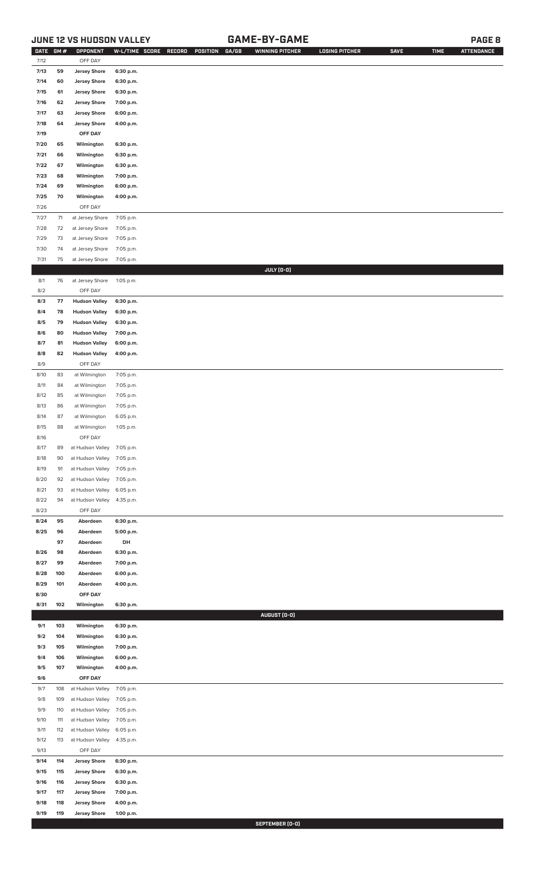## JUNE 12 VS HUDSON VALLEY — GAME-BY-GAME

| DATE | GM # | OPPONENT | W-L/TIME | SCORE | RECORD | POSITION | GA/GB | WINNING PITCHER | LOSING PITCHER | SAVE | TIME | ATTENDANCE |
|---|---|---|---|---|---|---|---|---|---|---|---|---|
| 7/12 | | OFF DAY | | | | | | | | | | |
| 7/13 | 59 | Jersey Shore | 6:30 p.m. | | | | | | | | | |
| 7/14 | 60 | Jersey Shore | 6:30 p.m. | | | | | | | | | |
| 7/15 | 61 | Jersey Shore | 6:30 p.m. | | | | | | | | | |
| 7/16 | 62 | Jersey Shore | 7:00 p.m. | | | | | | | | | |
| 7/17 | 63 | Jersey Shore | 6:00 p.m. | | | | | | | | | |
| 7/18 | 64 | Jersey Shore | 4:00 p.m. | | | | | | | | | |
| 7/19 | | OFF DAY | | | | | | | | | | |
| 7/20 | 65 | Wilmington | 6:30 p.m. | | | | | | | | | |
| 7/21 | 66 | Wilmington | 6:30 p.m. | | | | | | | | | |
| 7/22 | 67 | Wilmington | 6:30 p.m. | | | | | | | | | |
| 7/23 | 68 | Wilmington | 7:00 p.m. | | | | | | | | | |
| 7/24 | 69 | Wilmington | 6:00 p.m. | | | | | | | | | |
| 7/25 | 70 | Wilmington | 4:00 p.m. | | | | | | | | | |
| 7/26 | | OFF DAY | | | | | | | | | | |
| 7/27 | 71 | at Jersey Shore | 7:05 p.m. | | | | | | | | | |
| 7/28 | 72 | at Jersey Shore | 7:05 p.m. | | | | | | | | | |
| 7/29 | 73 | at Jersey Shore | 7:05 p.m. | | | | | | | | | |
| 7/30 | 74 | at Jersey Shore | 7:05 p.m. | | | | | | | | | |
| 7/31 | 75 | at Jersey Shore | 7:05 p.m. | | | | | | | | | |
| | | | | | | | | **JULY (0-0)** | | | | |
| 8/1 | 76 | at Jersey Shore | 1:05 p.m. | | | | | | | | | |
| 8/2 | | OFF DAY | | | | | | | | | | |
| 8/3 | 77 | Hudson Valley | 6:30 p.m. | | | | | | | | | |
| 8/4 | 78 | Hudson Valley | 6:30 p.m. | | | | | | | | | |
| 8/5 | 79 | Hudson Valley | 6:30 p.m. | | | | | | | | | |
| 8/6 | 80 | Hudson Valley | 7:00 p.m. | | | | | | | | | |
| 8/7 | 81 | Hudson Valley | 6:00 p.m. | | | | | | | | | |
| 8/8 | 82 | Hudson Valley | 4:00 p.m. | | | | | | | | | |
| 8/9 | | OFF DAY | | | | | | | | | | |
| 8/10 | 83 | at Wilmington | 7:05 p.m. | | | | | | | | | |
| 8/11 | 84 | at Wilmington | 7:05 p.m. | | | | | | | | | |
| 8/12 | 85 | at Wilmington | 7:05 p.m. | | | | | | | | | |
| 8/13 | 86 | at Wilmington | 7:05 p.m. | | | | | | | | | |
| 8/14 | 87 | at Wilmington | 6:05 p.m. | | | | | | | | | |
| 8/15 | 88 | at Wilmington | 1:05 p.m. | | | | | | | | | |
| 8/16 | | OFF DAY | | | | | | | | | | |
| 8/17 | 89 | at Hudson Valley | 7:05 p.m. | | | | | | | | | |
| 8/18 | 90 | at Hudson Valley | 7:05 p.m. | | | | | | | | | |
| 8/19 | 91 | at Hudson Valley | 7:05 p.m. | | | | | | | | | |
| 8/20 | 92 | at Hudson Valley | 7:05 p.m. | | | | | | | | | |
| 8/21 | 93 | at Hudson Valley | 6:05 p.m. | | | | | | | | | |
| 8/22 | 94 | at Hudson Valley | 4:35 p.m. | | | | | | | | | |
| 8/23 | | OFF DAY | | | | | | | | | | |
| 8/24 | 95 | Aberdeen | 6:30 p.m. | | | | | | | | | |
| 8/25 | 96 | Aberdeen | 5:00 p.m. | | | | | | | | | |
| | 97 | Aberdeen | DH | | | | | | | | | |
| 8/26 | 98 | Aberdeen | 6:30 p.m. | | | | | | | | | |
| 8/27 | 99 | Aberdeen | 7:00 p.m. | | | | | | | | | |
| 8/28 | 100 | Aberdeen | 6:00 p.m. | | | | | | | | | |
| 8/29 | 101 | Aberdeen | 4:00 p.m. | | | | | | | | | |
| 8/30 | | OFF DAY | | | | | | | | | | |
| 8/31 | 102 | Wilmington | 6:30 p.m. | | | | | | | | | |
| | | | | | | | | **AUGUST (0-0)** | | | | |
| 9/1 | 103 | Wilmington | 6:30 p.m. | | | | | | | | | |
| 9/2 | 104 | Wilmington | 6:30 p.m. | | | | | | | | | |
| 9/3 | 105 | Wilmington | 7:00 p.m. | | | | | | | | | |
| 9/4 | 106 | Wilmington | 6:00 p.m. | | | | | | | | | |
| 9/5 | 107 | Wilmington | 4:00 p.m. | | | | | | | | | |
| 9/6 | | OFF DAY | | | | | | | | | | |
| 9/7 | 108 | at Hudson Valley | 7:05 p.m. | | | | | | | | | |
| 9/8 | 109 | at Hudson Valley | 7:05 p.m. | | | | | | | | | |
| 9/9 | 110 | at Hudson Valley | 7:05 p.m. | | | | | | | | | |
| 9/10 | 111 | at Hudson Valley | 7:05 p.m. | | | | | | | | | |
| 9/11 | 112 | at Hudson Valley | 6:05 p.m. | | | | | | | | | |
| 9/12 | 113 | at Hudson Valley | 4:35 p.m. | | | | | | | | | |
| 9/13 | | OFF DAY | | | | | | | | | | |
| 9/14 | 114 | Jersey Shore | 6:30 p.m. | | | | | | | | | |
| 9/15 | 115 | Jersey Shore | 6:30 p.m. | | | | | | | | | |
| 9/16 | 116 | Jersey Shore | 6:30 p.m. | | | | | | | | | |
| 9/17 | 117 | Jersey Shore | 7:00 p.m. | | | | | | | | | |
| 9/18 | 118 | Jersey Shore | 4:00 p.m. | | | | | | | | | |
| 9/19 | 119 | Jersey Shore | 1:00 p.m. | | | | | | | | | |
| | | | | | | | | **SEPTEMBER (0-0)** | | | | |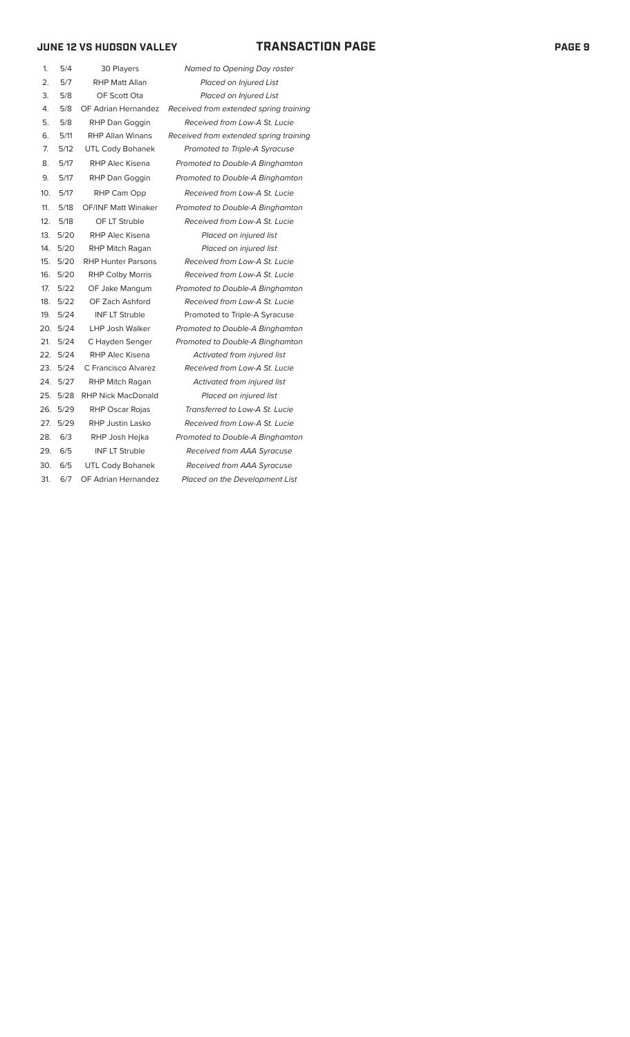# TRANSACTION PAGE

| | | | |
|---|---|---|---|
| 1. | 5/4 | 30 Players | *Named to Opening Day roster* |
| 2. | 5/7 | RHP Matt Allan | *Placed on Injured List* |
| 3. | 5/8 | OF Scott Ota | *Placed on Injured List* |
| 4. | 5/8 | OF Adrian Hernandez | *Received from extended spring training* |
| 5. | 5/8 | RHP Dan Goggin | *Received from Low-A St. Lucie* |
| 6. | 5/11 | RHP Allan Winans | *Received from extended spring training* |
| 7. | 5/12 | UTL Cody Bohanek | *Promoted to Triple-A Syracuse* |
| 8. | 5/17 | RHP Alec Kisena | *Promoted to Double-A Binghamton* |
| 9. | 5/17 | RHP Dan Goggin | *Promoted to Double-A Binghamton* |
| 10. | 5/17 | RHP Cam Opp | *Received from Low-A St. Lucie* |
| 11. | 5/18 | OF/INF Matt Winaker | *Promoted to Double-A Binghamton* |
| 12. | 5/18 | OF LT Struble | *Received from Low-A St. Lucie* |
| 13. | 5/20 | RHP Alec Kisena | *Placed on injured list* |
| 14. | 5/20 | RHP Mitch Ragan | *Placed on injured list* |
| 15. | 5/20 | RHP Hunter Parsons | *Received from Low-A St. Lucie* |
| 16. | 5/20 | RHP Colby Morris | *Received from Low-A St. Lucie* |
| 17. | 5/22 | OF Jake Mangum | *Promoted to Double-A Binghamton* |
| 18. | 5/22 | OF Zach Ashford | *Received from Low-A St. Lucie* |
| 19. | 5/24 | INF LT Struble | Promoted to Triple-A Syracuse |
| 20. | 5/24 | LHP Josh Walker | *Promoted to Double-A Binghamton* |
| 21. | 5/24 | C Hayden Senger | *Promoted to Double-A Binghamton* |
| 22. | 5/24 | RHP Alec Kisena | *Activated from injured list* |
| 23. | 5/24 | C Francisco Alvarez | *Received from Low-A St. Lucie* |
| 24. | 5/27 | RHP Mitch Ragan | *Activated from injured list* |
| 25. | 5/28 | RHP Nick MacDonald | *Placed on injured list* |
| 26. | 5/29 | RHP Oscar Rojas | *Transferred to Low-A St. Lucie* |
| 27. | 5/29 | RHP Justin Lasko | *Received from Low-A St. Lucie* |
| 28. | 6/3 | RHP Josh Hejka | *Promoted to Double-A Binghamton* |
| 29. | 6/5 | INF LT Struble | *Received from AAA Syracuse* |
| 30. | 6/5 | UTL Cody Bohanek | *Received from AAA Syracuse* |
| 31. | 6/7 | OF Adrian Hernandez | *Placed on the Development List* |